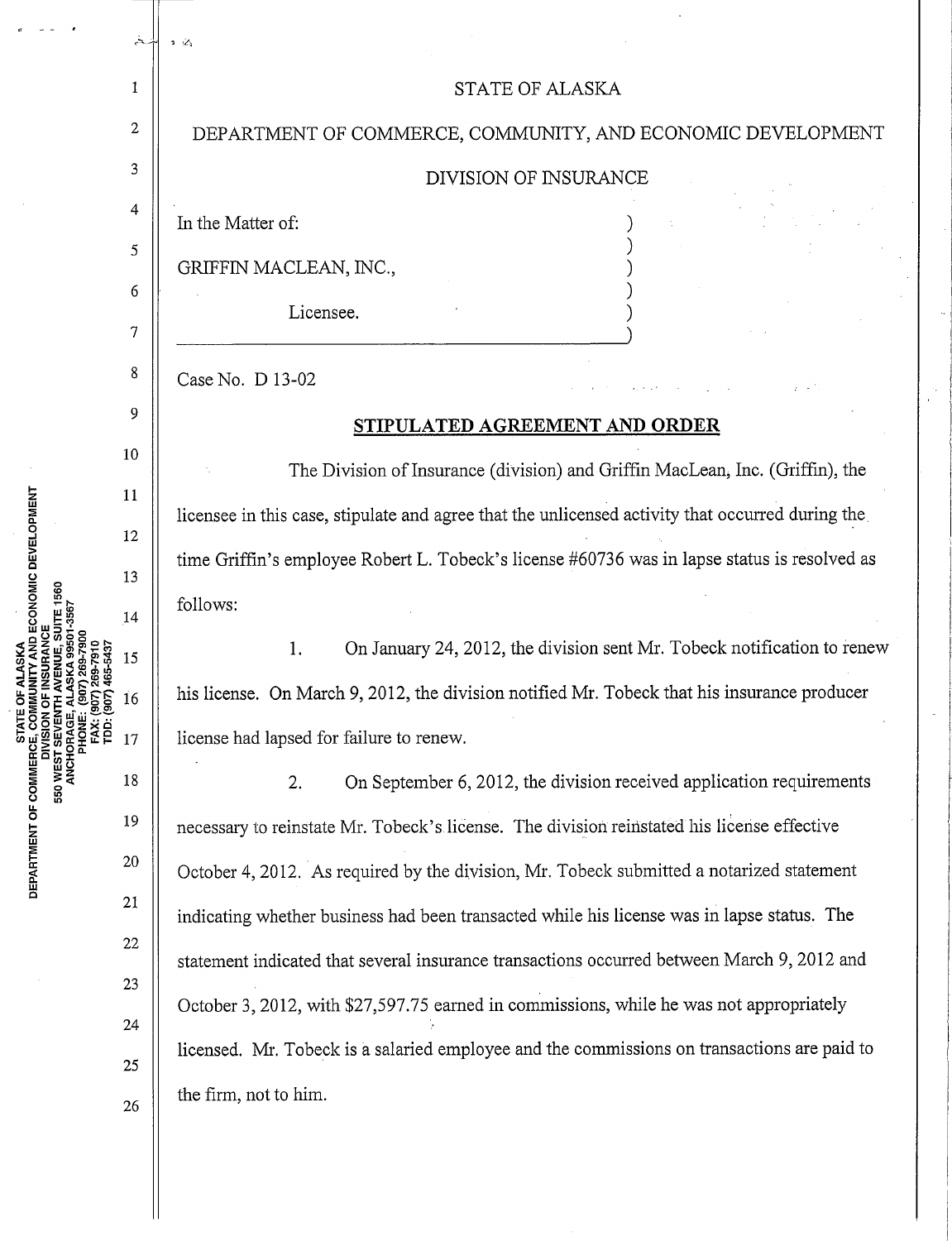STATE OF ALASKA

DEPARTMENT OF COMMERCE, COMMUNITY, AND ECONOMIC DEVELOPMENT

DIVISION OF INSURANCE

In the Matter of:

GRIFFIN MACLEAN, INC.,

Licensee.

Case No. D 13-02

**STIPULATED AGREEMENT AND ORDER**

The Division of Insurance (division) and Griffin MacLean, Inc. (Griffin), the licensee in this case, stipulate and agree that the unlicensed activity that occurred during the time Griffin's employee Robert L. Tobeck's license #60736 was in lapse status is resolved as follows:

1. On January 24, 2012, the division sent Mr. Tobeck notification to renew his license. On March 9, 2012, the division notified Mr. Tobeck that his insurance producer license had lapsed for failure to renew.

2. On September 6, 2012, the division received application requirements necessary to reinstate Mr. Tobeck's license. The division reinstated his license effective October 4, 2012. As required by the division, Mr. Tobeck submitted a notarized statement indicating whether business had been transacted while his license was in lapse status. The statement indicated that several insurance transactions occurred between March 9, 2012 and October 3, 2012, with $27,597.75 earned in commissions, while he was not appropriately licensed. Mr. Tobeck is a salaried employee and the commissions on transactions are paid to the firm, not to him.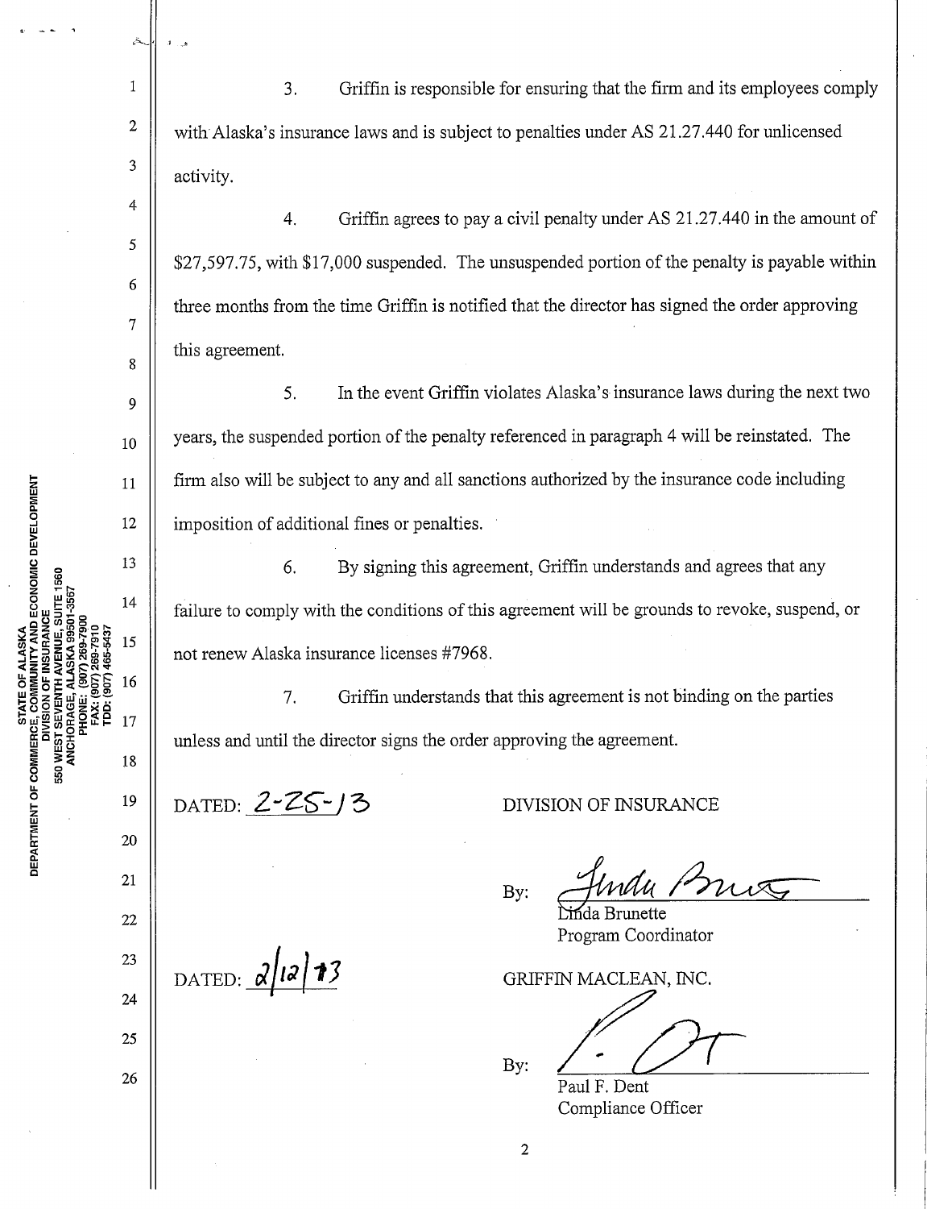3. Griffin is responsible for ensuring that the firm and its employees comply with Alaska's insurance laws and is subject to penalties under AS 21.27.440 for unlicensed activity.

4. Griffin agrees to pay a civil penalty under AS 21.27.440 in the amount of $27,597.75, with $17,000 suspended. The unsuspended portion of the penalty is payable within three months from the time Griffin is notified that the director has signed the order approving this agreement.

5. In the event Griffin violates Alaska's insurance laws during the next two years, the suspended portion of the penalty referenced in paragraph 4 will be reinstated. The firm also will be subject to any and all sanctions authorized by the insurance code including imposition of additional fines or penalties.

6. By signing this agreement, Griffin understands and agrees that any failure to comply with the conditions of this agreement will be grounds to revoke, suspend, or not renew Alaska insurance licenses #7968.

7. Griffin understands that this agreement is not binding on the parties unless and until the director signs the order approving the agreement.

DATED: 2-25-13

DIVISION OF INSURANCE

By: Linda Brunette
Linda Brunette
Program Coordinator

DATED: 2/12/13

GRIFFIN MACLEAN, INC.

By: 
Paul F. Dent
Compliance Officer

STATE OF ALASKA
DEPARTMENT OF COMMERCE, COMMUNITY AND ECONOMIC DEVELOPMENT
DIVISION OF INSURANCE
550 WEST SEVENTH AVENUE, SUITE 1560
ANCHORAGE, ALASKA 99501-3567
PHONE: (907) 269-7900
FAX: (907) 269-7910
TDD: (907) 465-5437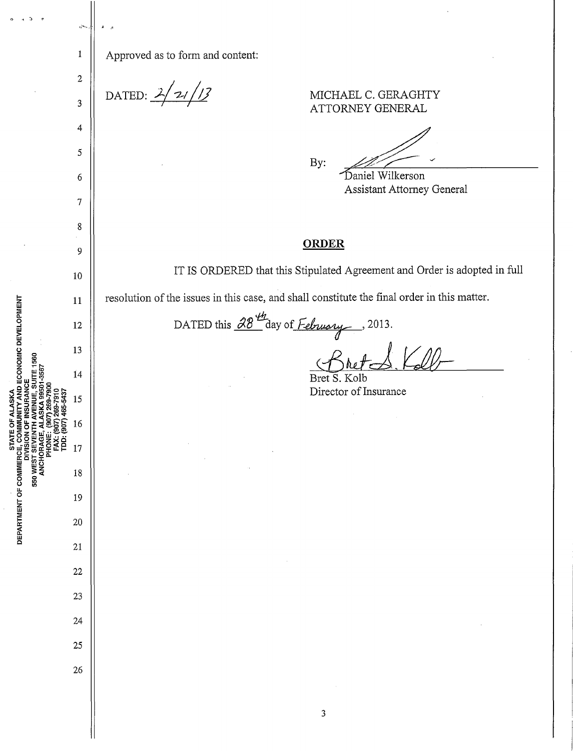Approved as to form and content:

DATED: 2/21/13

MICHAEL C. GERAGHTY
ATTORNEY GENERAL

By: ___________________________
Daniel Wilkerson
Assistant Attorney General

## ORDER

IT IS ORDERED that this Stipulated Agreement and Order is adopted in full resolution of the issues in this case, and shall constitute the final order in this matter.

DATED this 28th day of February, 2013.

___________________________
Bret S. Kolb
Director of Insurance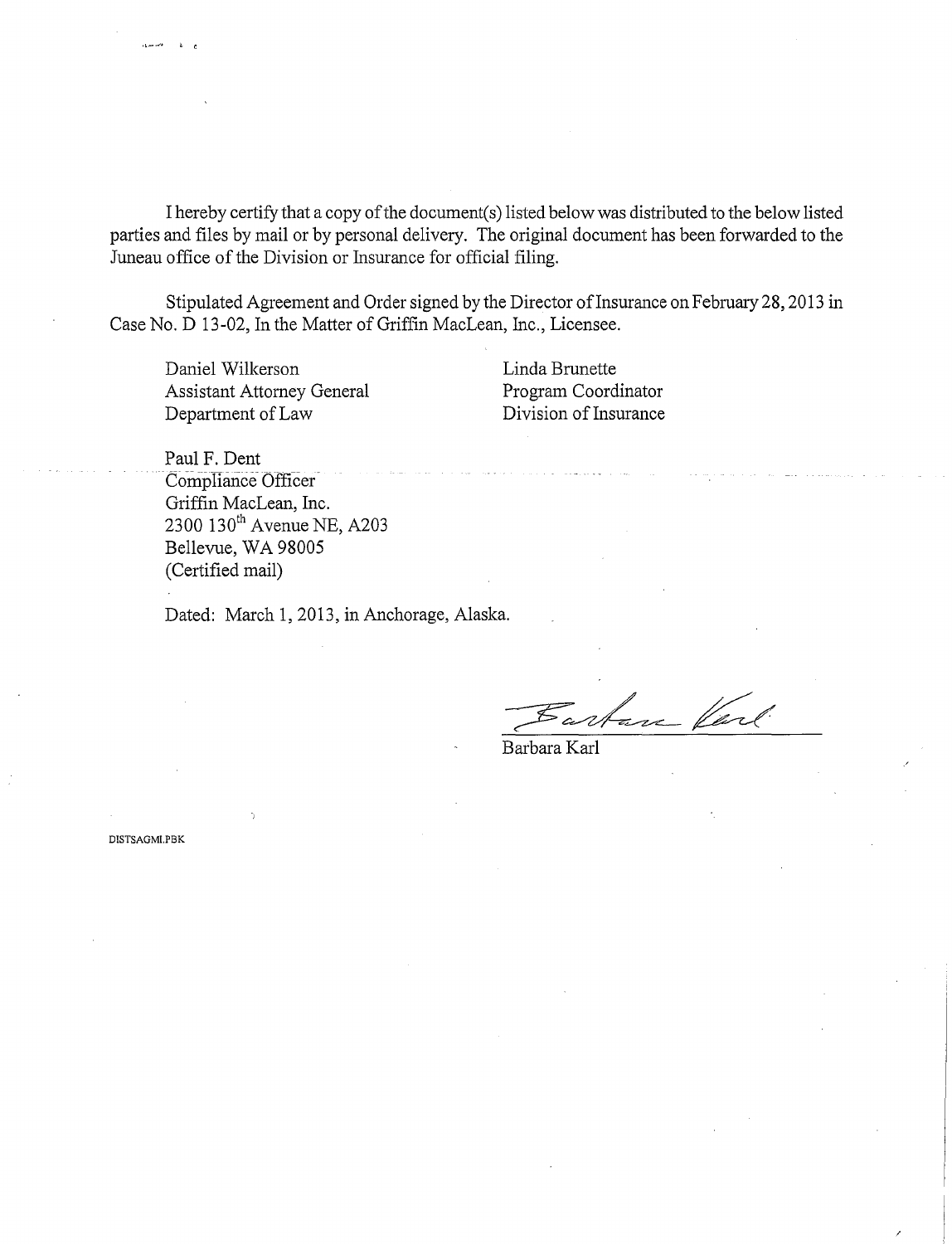I hereby certify that a copy of the document(s) listed below was distributed to the below listed parties and files by mail or by personal delivery. The original document has been forwarded to the Juneau office of the Division or Insurance for official filing.

Stipulated Agreement and Order signed by the Director of Insurance on February 28, 2013 in Case No. D 13-02, In the Matter of Griffin MacLean, Inc., Licensee.

Daniel Wilkerson
Assistant Attorney General
Department of Law

Linda Brunette
Program Coordinator
Division of Insurance

Paul F. Dent
Compliance Officer
Griffin MacLean, Inc.
2300 130th Avenue NE, A203
Bellevue, WA 98005
(Certified mail)

Dated: March 1, 2013, in Anchorage, Alaska.

Barbara Karl

DISTSAGMI.PBK